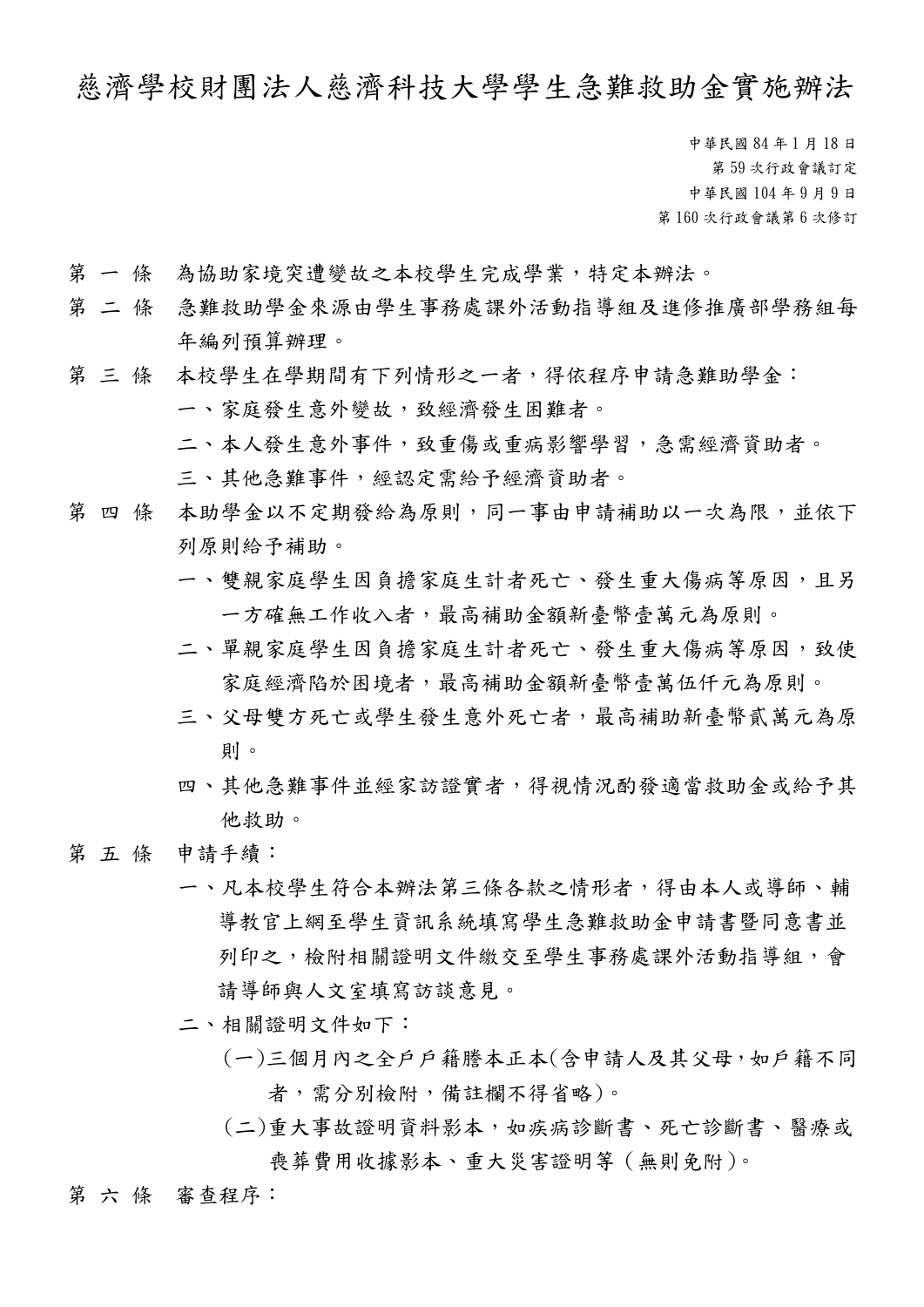# 慈濟學校財團法人慈濟科技大學學生急難救助金實施辦法

中華民國 84 年 1 月 18 日
第 59 次行政會議訂定
中華民國 104 年 9 月 9 日
第 160 次行政會議第 6 次修訂

第 一 條　為協助家境突遭變故之本校學生完成學業，特定本辦法。

第 二 條　急難救助學金來源由學生事務處課外活動指導組及進修推廣部學務組每年編列預算辦理。

第 三 條　本校學生在學期間有下列情形之一者，得依程序申請急難助學金：

一、家庭發生意外變故，致經濟發生困難者。

二、本人發生意外事件，致重傷或重病影響學習，急需經濟資助者。

三、其他急難事件，經認定需給予經濟資助者。

第 四 條　本助學金以不定期發給為原則，同一事由申請補助以一次為限，並依下列原則給予補助。

一、雙親家庭學生因負擔家庭生計者死亡、發生重大傷病等原因，且另一方確無工作收入者，最高補助金額新臺幣壹萬元為原則。

二、單親家庭學生因負擔家庭生計者死亡、發生重大傷病等原因，致使家庭經濟陷於困境者，最高補助金額新臺幣壹萬伍仟元為原則。

三、父母雙方死亡或學生發生意外死亡者，最高補助新臺幣貳萬元為原則。

四、其他急難事件並經家訪證實者，得視情況酌發適當救助金或給予其他救助。

第 五 條　申請手續：

一、凡本校學生符合本辦法第三條各款之情形者，得由本人或導師、輔導教官上網至學生資訊系統填寫學生急難救助金申請書暨同意書並列印之，檢附相關證明文件繳交至學生事務處課外活動指導組，會請導師與人文室填寫訪談意見。

二、相關證明文件如下：

(一)三個月內之全戶戶籍謄本正本(含申請人及其父母，如戶籍不同者，需分別檢附，備註欄不得省略)。

(二)重大事故證明資料影本，如疾病診斷書、死亡診斷書、醫療或喪葬費用收據影本、重大災害證明等（無則免附)。

第 六 條　審查程序：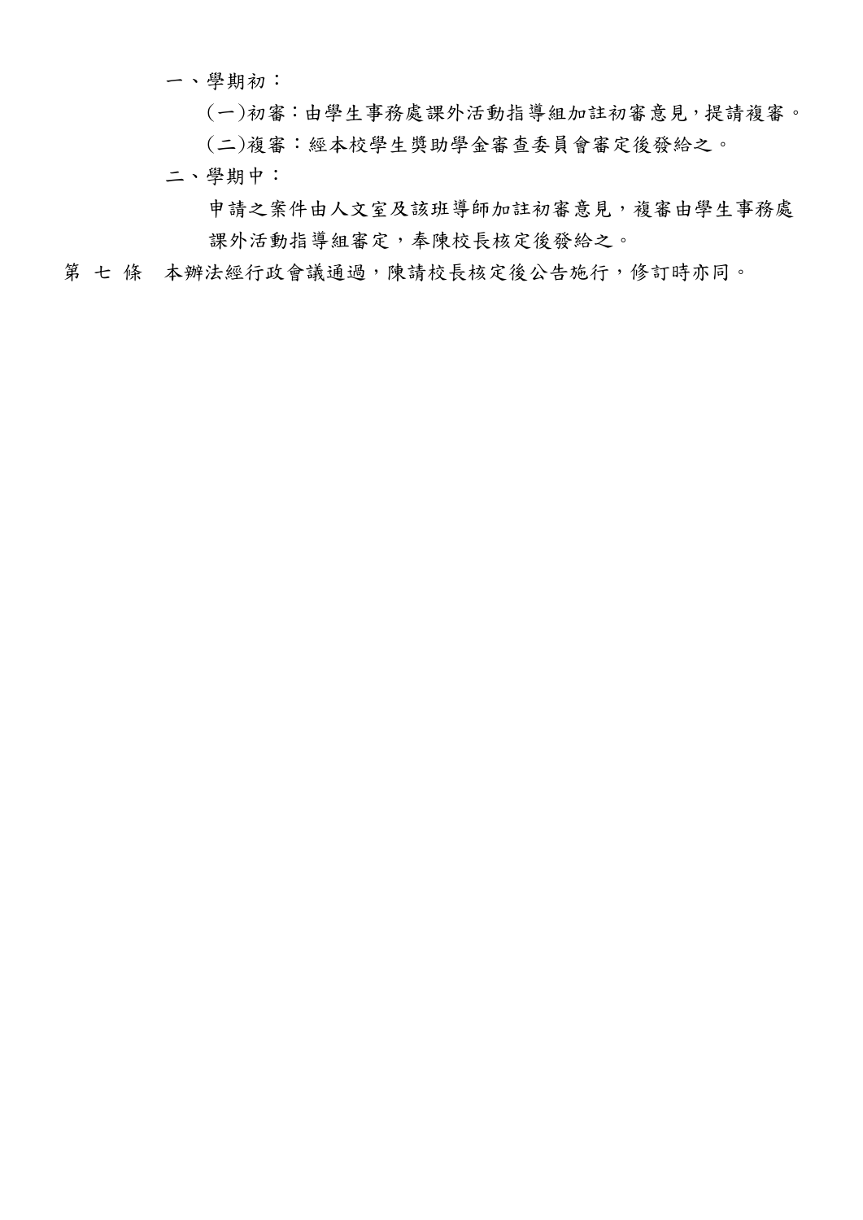一、學期初：

(一)初審：由學生事務處課外活動指導組加註初審意見，提請複審。

(二)複審：經本校學生獎助學金審查委員會審定後發給之。

二、學期中：

申請之案件由人文室及該班導師加註初審意見，複審由學生事務處課外活動指導組審定，奉陳校長核定後發給之。

第 七 條　本辦法經行政會議通過，陳請校長核定後公告施行，修訂時亦同。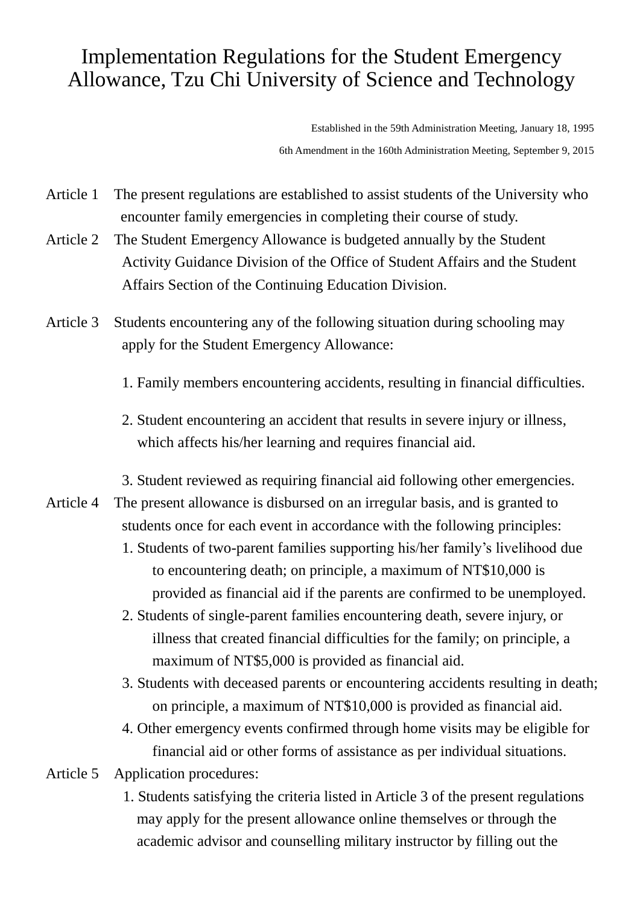# Implementation Regulations for the Student Emergency Allowance, Tzu Chi University of Science and Technology

Established in the 59th Administration Meeting, January 18, 1995

6th Amendment in the 160th Administration Meeting, September 9, 2015

Article 1 The present regulations are established to assist students of the University who encounter family emergencies in completing their course of study.

Article 2 The Student Emergency Allowance is budgeted annually by the Student Activity Guidance Division of the Office of Student Affairs and the Student Affairs Section of the Continuing Education Division.

Article 3 Students encountering any of the following situation during schooling may apply for the Student Emergency Allowance:

1. Family members encountering accidents, resulting in financial difficulties.
2. Student encountering an accident that results in severe injury or illness, which affects his/her learning and requires financial aid.
3. Student reviewed as requiring financial aid following other emergencies.

Article 4 The present allowance is disbursed on an irregular basis, and is granted to students once for each event in accordance with the following principles:

1. Students of two-parent families supporting his/her family's livelihood due to encountering death; on principle, a maximum of NT$10,000 is provided as financial aid if the parents are confirmed to be unemployed.
2. Students of single-parent families encountering death, severe injury, or illness that created financial difficulties for the family; on principle, a maximum of NT$5,000 is provided as financial aid.
3. Students with deceased parents or encountering accidents resulting in death; on principle, a maximum of NT$10,000 is provided as financial aid.
4. Other emergency events confirmed through home visits may be eligible for financial aid or other forms of assistance as per individual situations.

Article 5 Application procedures:

1. Students satisfying the criteria listed in Article 3 of the present regulations may apply for the present allowance online themselves or through the academic advisor and counselling military instructor by filling out the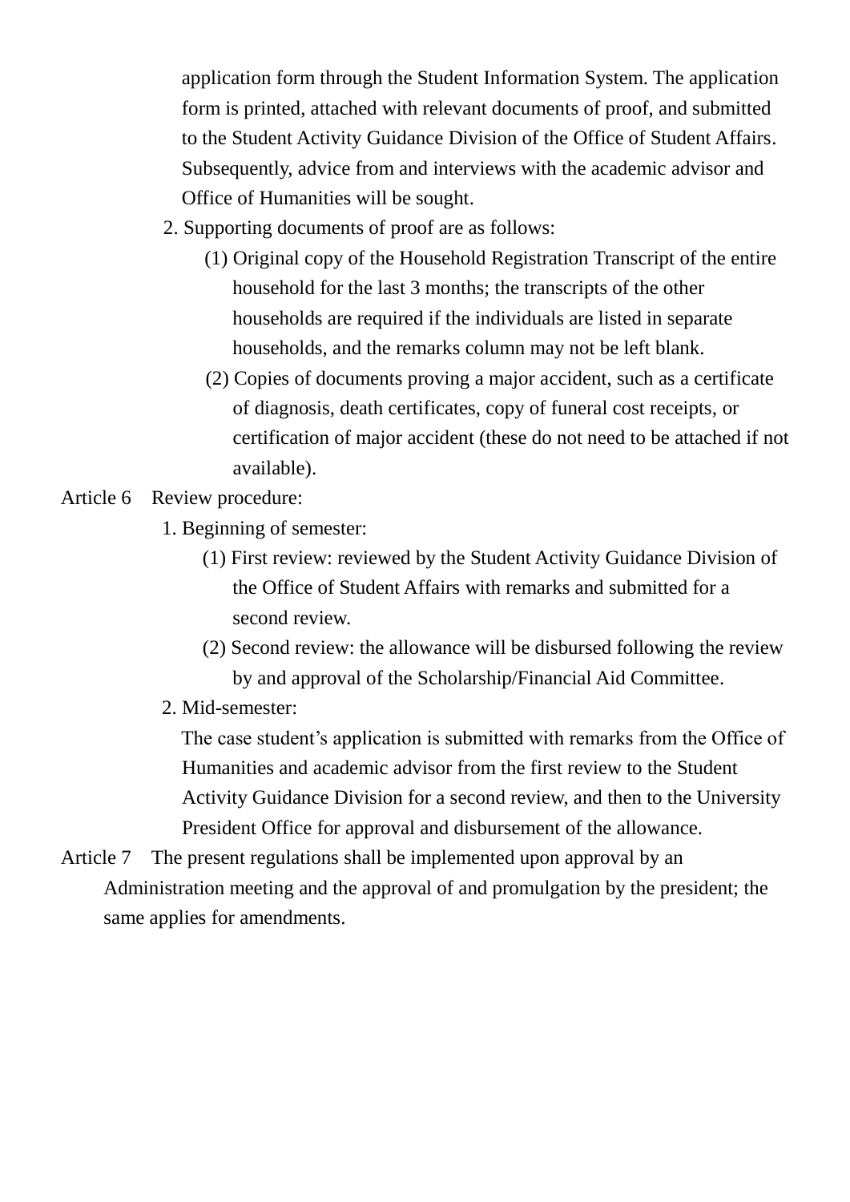application form through the Student Information System. The application form is printed, attached with relevant documents of proof, and submitted to the Student Activity Guidance Division of the Office of Student Affairs. Subsequently, advice from and interviews with the academic advisor and Office of Humanities will be sought.

2. Supporting documents of proof are as follows:

   (1) Original copy of the Household Registration Transcript of the entire household for the last 3 months; the transcripts of the other households are required if the individuals are listed in separate households, and the remarks column may not be left blank.

   (2) Copies of documents proving a major accident, such as a certificate of diagnosis, death certificates, copy of funeral cost receipts, or certification of major accident (these do not need to be attached if not available).

Article 6 Review procedure:

1. Beginning of semester:

   (1) First review: reviewed by the Student Activity Guidance Division of the Office of Student Affairs with remarks and submitted for a second review.

   (2) Second review: the allowance will be disbursed following the review by and approval of the Scholarship/Financial Aid Committee.

2. Mid-semester:

   The case student's application is submitted with remarks from the Office of Humanities and academic advisor from the first review to the Student Activity Guidance Division for a second review, and then to the University President Office for approval and disbursement of the allowance.

Article 7 The present regulations shall be implemented upon approval by an Administration meeting and the approval of and promulgation by the president; the same applies for amendments.